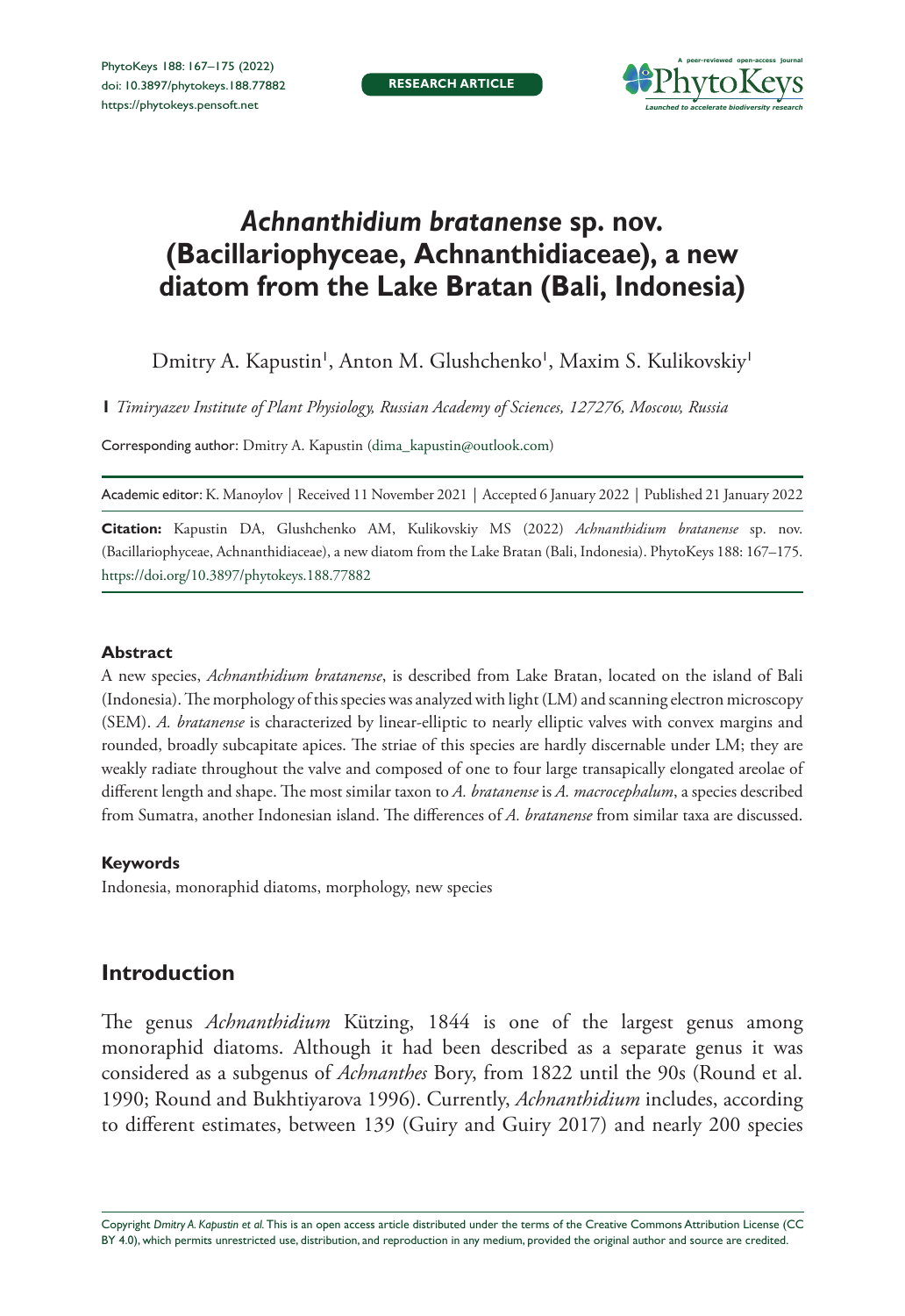# *Achnanthidium bratanense* sp. nov. (Bacillariophyceae, Achnanthidiaceae), a new diatom from the Lake Bratan (Bali, Indonesia)

Dmitry A. Kapustin[1], Anton M. Glushchenko[1], Maxim S. Kulikovskiy[1]

**1** *Timiryazev Institute of Plant Physiology, Russian Academy of Sciences, 127276, Moscow, Russia*

Corresponding author: Dmitry A. Kapustin (dima_kapustin@outlook.com)

Academic editor: K. Manoylov | Received 11 November 2021 | Accepted 6 January 2022 | Published 21 January 2022

**Citation:** Kapustin DA, Glushchenko AM, Kulikovskiy MS (2022) *Achnanthidium bratanense* sp. nov. (Bacillariophyceae, Achnanthidiaceae), a new diatom from the Lake Bratan (Bali, Indonesia). PhytoKeys 188: 167–175. https://doi.org/10.3897/phytokeys.188.77882

#### Abstract

A new species, *Achnanthidium bratanense*, is described from Lake Bratan, located on the island of Bali (Indonesia). The morphology of this species was analyzed with light (LM) and scanning electron microscopy (SEM). *A. bratanense* is characterized by linear-elliptic to nearly elliptic valves with convex margins and rounded, broadly subcapitate apices. The striae of this species are hardly discernable under LM; they are weakly radiate throughout the valve and composed of one to four large transapically elongated areolae of different length and shape. The most similar taxon to *A. bratanense* is *A. macrocephalum*, a species described from Sumatra, another Indonesian island. The differences of *A. bratanense* from similar taxa are discussed.

#### Keywords

Indonesia, monoraphid diatoms, morphology, new species

## Introduction

The genus *Achnanthidium* Kützing, 1844 is one of the largest genus among monoraphid diatoms. Although it had been described as a separate genus it was considered as a subgenus of *Achnanthes* Bory, from 1822 until the 90s (Round et al. 1990; Round and Bukhtiyarova 1996). Currently, *Achnanthidium* includes, according to different estimates, between 139 (Guiry and Guiry 2017) and nearly 200 species

Copyright *Dmitry A. Kapustin et al.* This is an open access article distributed under the terms of the Creative Commons Attribution License (CC BY 4.0), which permits unrestricted use, distribution, and reproduction in any medium, provided the original author and source are credited.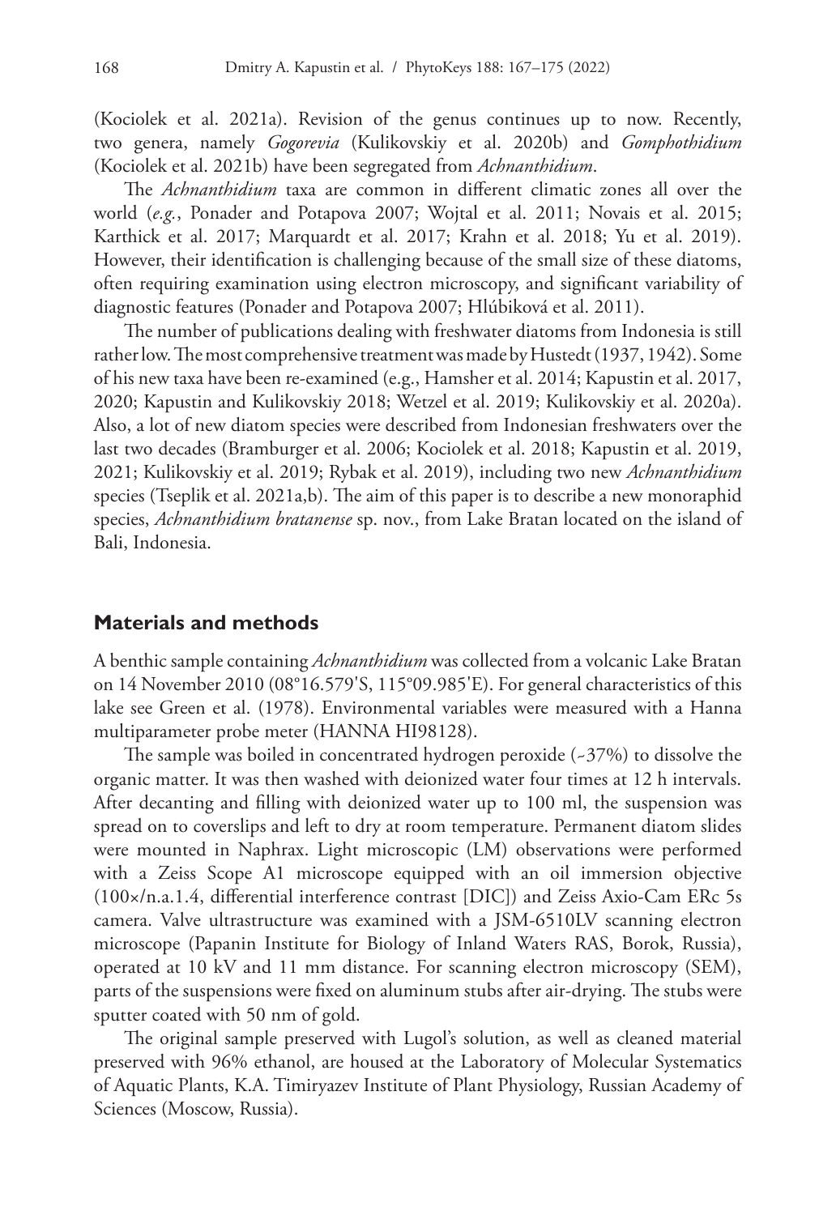(Kociolek et al. 2021a). Revision of the genus continues up to now. Recently, two genera, namely *Gogorevia* (Kulikovskiy et al. 2020b) and *Gomphothidium* (Kociolek et al. 2021b) have been segregated from *Achnanthidium*.

The *Achnanthidium* taxa are common in different climatic zones all over the world (*e.g.*, Ponader and Potapova 2007; Wojtal et al. 2011; Novais et al. 2015; Karthick et al. 2017; Marquardt et al. 2017; Krahn et al. 2018; Yu et al. 2019). However, their identification is challenging because of the small size of these diatoms, often requiring examination using electron microscopy, and significant variability of diagnostic features (Ponader and Potapova 2007; Hlúbiková et al. 2011).

The number of publications dealing with freshwater diatoms from Indonesia is still rather low. The most comprehensive treatment was made by Hustedt (1937, 1942). Some of his new taxa have been re-examined (e.g., Hamsher et al. 2014; Kapustin et al. 2017, 2020; Kapustin and Kulikovskiy 2018; Wetzel et al. 2019; Kulikovskiy et al. 2020a). Also, a lot of new diatom species were described from Indonesian freshwaters over the last two decades (Bramburger et al. 2006; Kociolek et al. 2018; Kapustin et al. 2019, 2021; Kulikovskiy et al. 2019; Rybak et al. 2019), including two new *Achnanthidium* species (Tseplik et al. 2021a,b). The aim of this paper is to describe a new monoraphid species, *Achnanthidium bratanense* sp. nov., from Lake Bratan located on the island of Bali, Indonesia.

## Materials and methods

A benthic sample containing *Achnanthidium* was collected from a volcanic Lake Bratan on 14 November 2010 (08°16.579'S, 115°09.985'E). For general characteristics of this lake see Green et al. (1978). Environmental variables were measured with a Hanna multiparameter probe meter (HANNA HI98128).

The sample was boiled in concentrated hydrogen peroxide (~37%) to dissolve the organic matter. It was then washed with deionized water four times at 12 h intervals. After decanting and filling with deionized water up to 100 ml, the suspension was spread on to coverslips and left to dry at room temperature. Permanent diatom slides were mounted in Naphrax. Light microscopic (LM) observations were performed with a Zeiss Scope A1 microscope equipped with an oil immersion objective (100×/n.a.1.4, differential interference contrast [DIC]) and Zeiss Axio-Cam ERc 5s camera. Valve ultrastructure was examined with a JSM-6510LV scanning electron microscope (Papanin Institute for Biology of Inland Waters RAS, Borok, Russia), operated at 10 kV and 11 mm distance. For scanning electron microscopy (SEM), parts of the suspensions were fixed on aluminum stubs after air-drying. The stubs were sputter coated with 50 nm of gold.

The original sample preserved with Lugol's solution, as well as cleaned material preserved with 96% ethanol, are housed at the Laboratory of Molecular Systematics of Aquatic Plants, K.A. Timiryazev Institute of Plant Physiology, Russian Academy of Sciences (Moscow, Russia).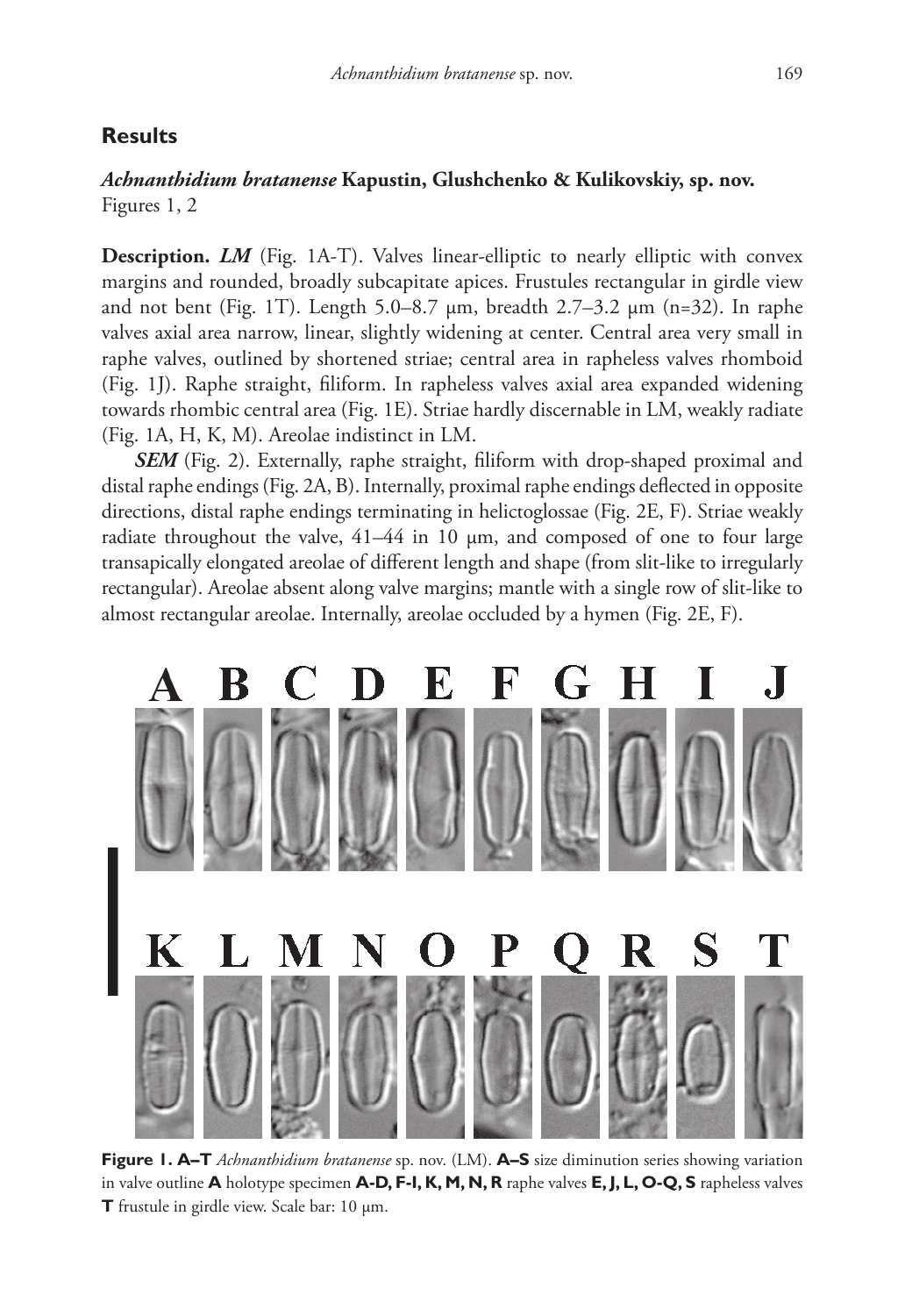## Results

### *Achnanthidium bratanense* Kapustin, Glushchenko & Kulikovskiy, sp. nov.

Figures 1, 2

**Description.** ***LM*** (Fig. 1A-T). Valves linear-elliptic to nearly elliptic with convex margins and rounded, broadly subcapitate apices. Frustules rectangular in girdle view and not bent (Fig. 1T). Length 5.0–8.7 µm, breadth 2.7–3.2 µm (n=32). In raphe valves axial area narrow, linear, slightly widening at center. Central area very small in raphe valves, outlined by shortened striae; central area in rapheless valves rhomboid (Fig. 1J). Raphe straight, filiform. In rapheless valves axial area expanded widening towards rhombic central area (Fig. 1E). Striae hardly discernable in LM, weakly radiate (Fig. 1A, H, K, M). Areolae indistinct in LM.

***SEM*** (Fig. 2). Externally, raphe straight, filiform with drop-shaped proximal and distal raphe endings (Fig. 2A, B). Internally, proximal raphe endings deflected in opposite directions, distal raphe endings terminating in helictoglossae (Fig. 2E, F). Striae weakly radiate throughout the valve, 41–44 in 10 µm, and composed of one to four large transapically elongated areolae of different length and shape (from slit-like to irregularly rectangular). Areolae absent along valve margins; mantle with a single row of slit-like to almost rectangular areolae. Internally, areolae occluded by a hymen (Fig. 2E, F).

**Figure 1. A–T** *Achnanthidium bratanense* sp. nov. (LM). **A–S** size diminution series showing variation in valve outline **A** holotype specimen **A-D, F-I, K, M, N, R** raphe valves **E, J, L, O-Q, S** rapheless valves **T** frustule in girdle view. Scale bar: 10 µm.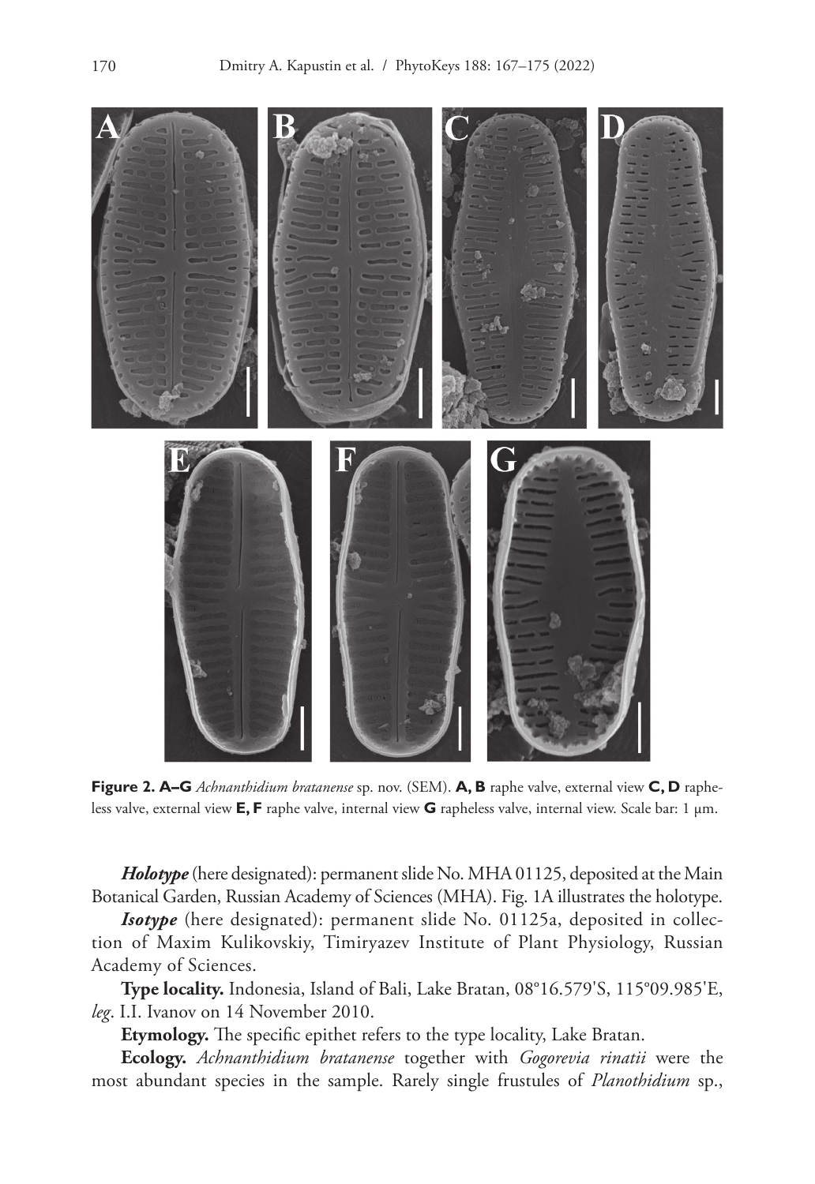**Figure 2. A–G** *Achnanthidium bratanense* sp. nov. (SEM). **A, B** raphe valve, external view **C, D** rapheless valve, external view **E, F** raphe valve, internal view **G** rapheless valve, internal view. Scale bar: 1 µm.

***Holotype*** (here designated): permanent slide No. MHA 01125, deposited at the Main Botanical Garden, Russian Academy of Sciences (MHA). Fig. 1A illustrates the holotype.

***Isotype*** (here designated): permanent slide No. 01125a, deposited in collection of Maxim Kulikovskiy, Timiryazev Institute of Plant Physiology, Russian Academy of Sciences.

**Type locality.** Indonesia, Island of Bali, Lake Bratan, 08°16.579'S, 115°09.985'E, *leg*. I.I. Ivanov on 14 November 2010.

**Etymology.** The specific epithet refers to the type locality, Lake Bratan.

**Ecology.** *Achnanthidium bratanense* together with *Gogorevia rinatii* were the most abundant species in the sample. Rarely single frustules of *Planothidium* sp.,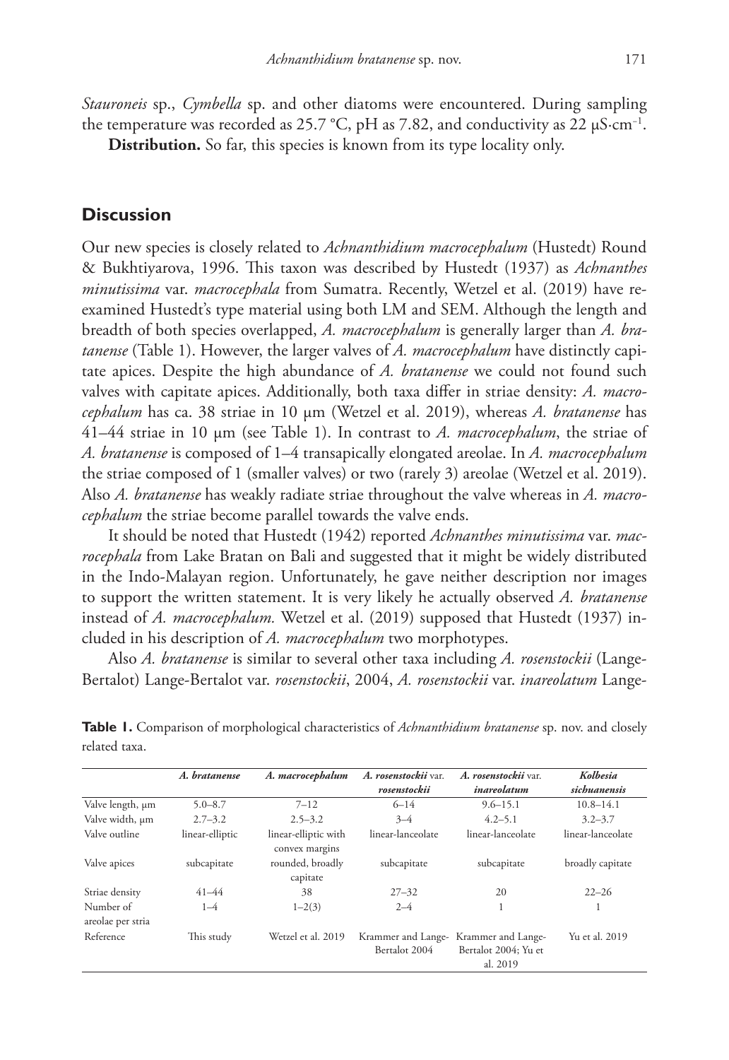*Stauroneis* sp., *Cymbella* sp. and other diatoms were encountered. During sampling the temperature was recorded as 25.7 °C, pH as 7.82, and conductivity as 22 μS·cm$^{-1}$.

**Distribution.** So far, this species is known from its type locality only.

## Discussion

Our new species is closely related to *Achnanthidium macrocephalum* (Hustedt) Round & Bukhtiyarova, 1996. This taxon was described by Hustedt (1937) as *Achnanthes minutissima* var. *macrocephala* from Sumatra. Recently, Wetzel et al. (2019) have re-examined Hustedt's type material using both LM and SEM. Although the length and breadth of both species overlapped, *A. macrocephalum* is generally larger than *A. bratanense* (Table 1). However, the larger valves of *A. macrocephalum* have distinctly capitate apices. Despite the high abundance of *A. bratanense* we could not found such valves with capitate apices. Additionally, both taxa differ in striae density: *A. macrocephalum* has ca. 38 striae in 10 μm (Wetzel et al. 2019), whereas *A. bratanense* has 41–44 striae in 10 μm (see Table 1). In contrast to *A. macrocephalum*, the striae of *A. bratanense* is composed of 1–4 transapically elongated areolae. In *A. macrocephalum* the striae composed of 1 (smaller valves) or two (rarely 3) areolae (Wetzel et al. 2019). Also *A. bratanense* has weakly radiate striae throughout the valve whereas in *A. macrocephalum* the striae become parallel towards the valve ends.

It should be noted that Hustedt (1942) reported *Achnanthes minutissima* var. *macrocephala* from Lake Bratan on Bali and suggested that it might be widely distributed in the Indo-Malayan region. Unfortunately, he gave neither description nor images to support the written statement. It is very likely he actually observed *A. bratanense* instead of *A. macrocephalum.* Wetzel et al. (2019) supposed that Hustedt (1937) included in his description of *A. macrocephalum* two morphotypes.

Also *A. bratanense* is similar to several other taxa including *A. rosenstockii* (Lange-Bertalot) Lange-Bertalot var. *rosenstockii*, 2004, *A. rosenstockii* var. *inareolatum* Lange-

**Table 1.** Comparison of morphological characteristics of *Achnanthidium bratanense* sp. nov. and closely related taxa.

| | *A. bratanense* | *A. macrocephalum* | *A. rosenstockii* var. *rosenstockii* | *A. rosenstockii* var. *inareolatum* | *Kolbesia sichuanensis* |
|---|---|---|---|---|---|
| Valve length, μm | 5.0–8.7 | 7–12 | 6–14 | 9.6–15.1 | 10.8–14.1 |
| Valve width, μm | 2.7–3.2 | 2.5–3.2 | 3–4 | 4.2–5.1 | 3.2–3.7 |
| Valve outline | linear-elliptic | linear-elliptic with convex margins | linear-lanceolate | linear-lanceolate | linear-lanceolate |
| Valve apices | subcapitate | rounded, broadly capitate | subcapitate | subcapitate | broadly capitate |
| Striae density | 41–44 | 38 | 27–32 | 20 | 22–26 |
| Number of areolae per stria | 1–4 | 1–2(3) | 2–4 | 1 | 1 |
| Reference | This study | Wetzel et al. 2019 | Krammer and Lange-Bertalot 2004 | Krammer and Lange-Bertalot 2004; Yu et al. 2019 | Yu et al. 2019 |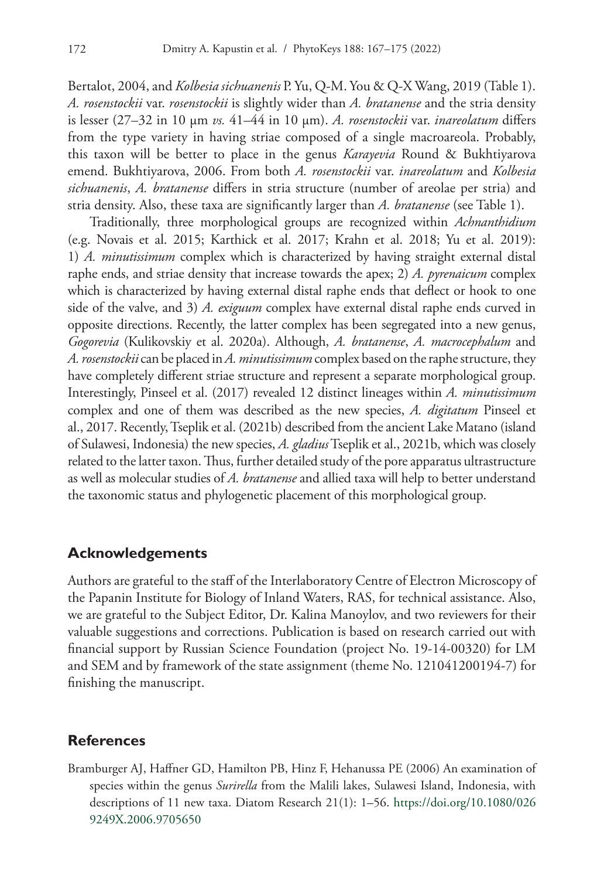Bertalot, 2004, and *Kolbesia sichuanenis* P. Yu, Q-M. You & Q-X Wang, 2019 (Table 1). *A. rosenstockii* var. *rosenstockii* is slightly wider than *A. bratanense* and the stria density is lesser (27–32 in 10 μm *vs.* 41–44 in 10 μm). *A. rosenstockii* var. *inareolatum* differs from the type variety in having striae composed of a single macroareola. Probably, this taxon will be better to place in the genus *Karayevia* Round & Bukhtiyarova emend. Bukhtiyarova, 2006. From both *A. rosenstockii* var. *inareolatum* and *Kolbesia sichuanenis*, *A. bratanense* differs in stria structure (number of areolae per stria) and stria density. Also, these taxa are significantly larger than *A. bratanense* (see Table 1).

Traditionally, three morphological groups are recognized within *Achnanthidium* (e.g. Novais et al. 2015; Karthick et al. 2017; Krahn et al. 2018; Yu et al. 2019): 1) *A. minutissimum* complex which is characterized by having straight external distal raphe ends, and striae density that increase towards the apex; 2) *A. pyrenaicum* complex which is characterized by having external distal raphe ends that deflect or hook to one side of the valve, and 3) *A. exiguum* complex have external distal raphe ends curved in opposite directions. Recently, the latter complex has been segregated into a new genus, *Gogorevia* (Kulikovskiy et al. 2020a). Although, *A. bratanense*, *A. macrocephalum* and *A. rosenstockii* can be placed in *A. minutissimum* complex based on the raphe structure, they have completely different striae structure and represent a separate morphological group. Interestingly, Pinseel et al. (2017) revealed 12 distinct lineages within *A. minutissimum* complex and one of them was described as the new species, *A. digitatum* Pinseel et al., 2017. Recently, Tseplik et al. (2021b) described from the ancient Lake Matano (island of Sulawesi, Indonesia) the new species, *A. gladius* Tseplik et al., 2021b, which was closely related to the latter taxon. Thus, further detailed study of the pore apparatus ultrastructure as well as molecular studies of *A. bratanense* and allied taxa will help to better understand the taxonomic status and phylogenetic placement of this morphological group.

## Acknowledgements

Authors are grateful to the staff of the Interlaboratory Centre of Electron Microscopy of the Papanin Institute for Biology of Inland Waters, RAS, for technical assistance. Also, we are grateful to the Subject Editor, Dr. Kalina Manoylov, and two reviewers for their valuable suggestions and corrections. Publication is based on research carried out with financial support by Russian Science Foundation (project No. 19-14-00320) for LM and SEM and by framework of the state assignment (theme No. 121041200194-7) for finishing the manuscript.

## References

Bramburger AJ, Haffner GD, Hamilton PB, Hinz F, Hehanussa PE (2006) An examination of species within the genus *Surirella* from the Malili lakes, Sulawesi Island, Indonesia, with descriptions of 11 new taxa. Diatom Research 21(1): 1–56. https://doi.org/10.1080/0269249X.2006.9705650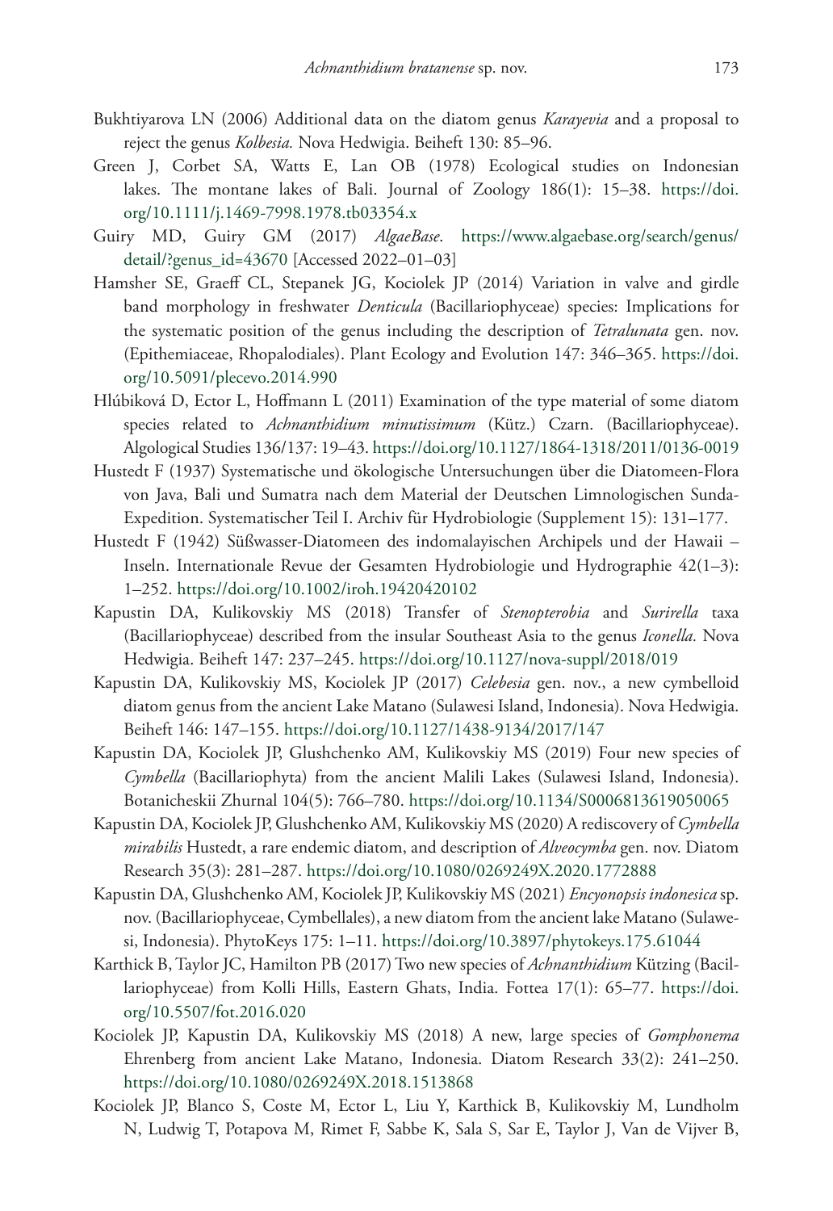Bukhtiyarova LN (2006) Additional data on the diatom genus *Karayevia* and a proposal to reject the genus *Kolbesia.* Nova Hedwigia. Beiheft 130: 85–96.

Green J, Corbet SA, Watts E, Lan OB (1978) Ecological studies on Indonesian lakes. The montane lakes of Bali. Journal of Zoology 186(1): 15–38. https://doi.org/10.1111/j.1469-7998.1978.tb03354.x

Guiry MD, Guiry GM (2017) *AlgaeBase*. https://www.algaebase.org/search/genus/detail/?genus_id=43670 [Accessed 2022–01–03]

Hamsher SE, Graeff CL, Stepanek JG, Kociolek JP (2014) Variation in valve and girdle band morphology in freshwater *Denticula* (Bacillariophyceae) species: Implications for the systematic position of the genus including the description of *Tetralunata* gen. nov. (Epithemiaceae, Rhopalodiales). Plant Ecology and Evolution 147: 346–365. https://doi.org/10.5091/plecevo.2014.990

Hlúbiková D, Ector L, Hoffmann L (2011) Examination of the type material of some diatom species related to *Achnanthidium minutissimum* (Kütz.) Czarn. (Bacillariophyceae). Algological Studies 136/137: 19–43. https://doi.org/10.1127/1864-1318/2011/0136-0019

Hustedt F (1937) Systematische und ökologische Untersuchungen über die Diatomeen-Flora von Java, Bali und Sumatra nach dem Material der Deutschen Limnologischen Sunda-Expedition. Systematischer Teil I. Archiv für Hydrobiologie (Supplement 15): 131–177.

Hustedt F (1942) Süßwasser-Diatomeen des indomalayischen Archipels und der Hawaii – Inseln. Internationale Revue der Gesamten Hydrobiologie und Hydrographie 42(1–3): 1–252. https://doi.org/10.1002/iroh.19420420102

Kapustin DA, Kulikovskiy MS (2018) Transfer of *Stenopterobia* and *Surirella* taxa (Bacillariophyceae) described from the insular Southeast Asia to the genus *Iconella.* Nova Hedwigia. Beiheft 147: 237–245. https://doi.org/10.1127/nova-suppl/2018/019

Kapustin DA, Kulikovskiy MS, Kociolek JP (2017) *Celebesia* gen. nov., a new cymbelloid diatom genus from the ancient Lake Matano (Sulawesi Island, Indonesia). Nova Hedwigia. Beiheft 146: 147–155. https://doi.org/10.1127/1438-9134/2017/147

Kapustin DA, Kociolek JP, Glushchenko AM, Kulikovskiy MS (2019) Four new species of *Cymbella* (Bacillariophyta) from the ancient Malili Lakes (Sulawesi Island, Indonesia). Botanicheskii Zhurnal 104(5): 766–780. https://doi.org/10.1134/S0006813619050065

Kapustin DA, Kociolek JP, Glushchenko AM, Kulikovskiy MS (2020) A rediscovery of *Cymbella mirabilis* Hustedt, a rare endemic diatom, and description of *Alveocymba* gen. nov. Diatom Research 35(3): 281–287. https://doi.org/10.1080/0269249X.2020.1772888

Kapustin DA, Glushchenko AM, Kociolek JP, Kulikovskiy MS (2021) *Encyonopsis indonesica* sp. nov. (Bacillariophyceae, Cymbellales), a new diatom from the ancient lake Matano (Sulawesi, Indonesia). PhytoKeys 175: 1–11. https://doi.org/10.3897/phytokeys.175.61044

Karthick B, Taylor JC, Hamilton PB (2017) Two new species of *Achnanthidium* Kützing (Bacillariophyceae) from Kolli Hills, Eastern Ghats, India. Fottea 17(1): 65–77. https://doi.org/10.5507/fot.2016.020

Kociolek JP, Kapustin DA, Kulikovskiy MS (2018) A new, large species of *Gomphonema* Ehrenberg from ancient Lake Matano, Indonesia. Diatom Research 33(2): 241–250. https://doi.org/10.1080/0269249X.2018.1513868

Kociolek JP, Blanco S, Coste M, Ector L, Liu Y, Karthick B, Kulikovskiy M, Lundholm N, Ludwig T, Potapova M, Rimet F, Sabbe K, Sala S, Sar E, Taylor J, Van de Vijver B,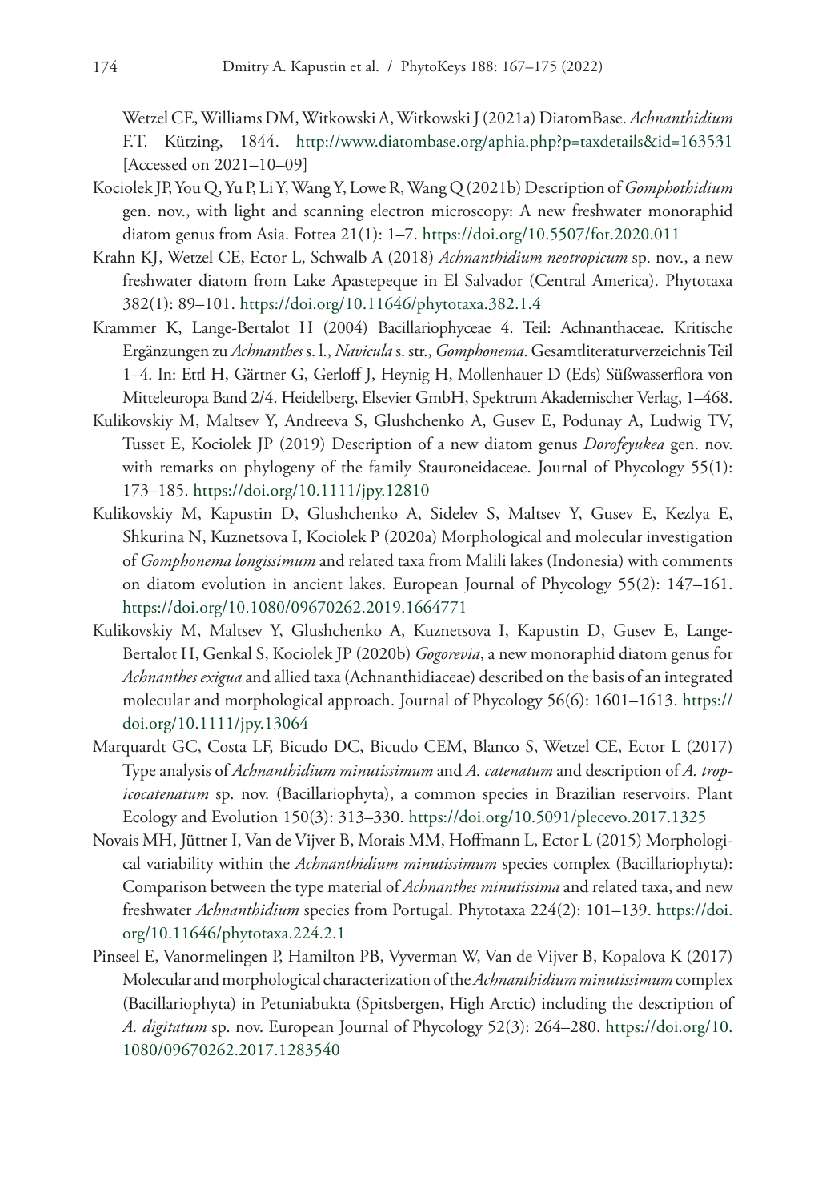Wetzel CE, Williams DM, Witkowski A, Witkowski J (2021a) DiatomBase. *Achnanthidium* F.T. Kützing, 1844. http://www.diatombase.org/aphia.php?p=taxdetails&id=163531 [Accessed on 2021–10–09]

Kociolek JP, You Q, Yu P, Li Y, Wang Y, Lowe R, Wang Q (2021b) Description of *Gomphothidium* gen. nov., with light and scanning electron microscopy: A new freshwater monoraphid diatom genus from Asia. Fottea 21(1): 1–7. https://doi.org/10.5507/fot.2020.011

Krahn KJ, Wetzel CE, Ector L, Schwalb A (2018) *Achnanthidium neotropicum* sp. nov., a new freshwater diatom from Lake Apastepeque in El Salvador (Central America). Phytotaxa 382(1): 89–101. https://doi.org/10.11646/phytotaxa.382.1.4

Krammer K, Lange-Bertalot H (2004) Bacillariophyceae 4. Teil: Achnanthaceae. Kritische Ergänzungen zu *Achnanthes* s. l., *Navicula* s. str., *Gomphonema*. Gesamtliteraturverzeichnis Teil 1–4. In: Ettl H, Gärtner G, Gerloff J, Heynig H, Mollenhauer D (Eds) Süßwasserflora von Mitteleuropa Band 2/4. Heidelberg, Elsevier GmbH, Spektrum Akademischer Verlag, 1–468.

Kulikovskiy M, Maltsev Y, Andreeva S, Glushchenko A, Gusev E, Podunay A, Ludwig TV, Tusset E, Kociolek JP (2019) Description of a new diatom genus *Dorofeyukea* gen. nov. with remarks on phylogeny of the family Stauroneidaceae. Journal of Phycology 55(1): 173–185. https://doi.org/10.1111/jpy.12810

Kulikovskiy M, Kapustin D, Glushchenko A, Sidelev S, Maltsev Y, Gusev E, Kezlya E, Shkurina N, Kuznetsova I, Kociolek P (2020a) Morphological and molecular investigation of *Gomphonema longissimum* and related taxa from Malili lakes (Indonesia) with comments on diatom evolution in ancient lakes. European Journal of Phycology 55(2): 147–161. https://doi.org/10.1080/09670262.2019.1664771

Kulikovskiy M, Maltsev Y, Glushchenko A, Kuznetsova I, Kapustin D, Gusev E, Lange-Bertalot H, Genkal S, Kociolek JP (2020b) *Gogorevia*, a new monoraphid diatom genus for *Achnanthes exigua* and allied taxa (Achnanthidiaceae) described on the basis of an integrated molecular and morphological approach. Journal of Phycology 56(6): 1601–1613. https://doi.org/10.1111/jpy.13064

Marquardt GC, Costa LF, Bicudo DC, Bicudo CEM, Blanco S, Wetzel CE, Ector L (2017) Type analysis of *Achnanthidium minutissimum* and *A. catenatum* and description of *A. tropicocatenatum* sp. nov. (Bacillariophyta), a common species in Brazilian reservoirs. Plant Ecology and Evolution 150(3): 313–330. https://doi.org/10.5091/plecevo.2017.1325

Novais MH, Jüttner I, Van de Vijver B, Morais MM, Hoffmann L, Ector L (2015) Morphological variability within the *Achnanthidium minutissimum* species complex (Bacillariophyta): Comparison between the type material of *Achnanthes minutissima* and related taxa, and new freshwater *Achnanthidium* species from Portugal. Phytotaxa 224(2): 101–139. https://doi.org/10.11646/phytotaxa.224.2.1

Pinseel E, Vanormelingen P, Hamilton PB, Vyverman W, Van de Vijver B, Kopalova K (2017) Molecular and morphological characterization of the *Achnanthidium minutissimum* complex (Bacillariophyta) in Petuniabukta (Spitsbergen, High Arctic) including the description of *A. digitatum* sp. nov. European Journal of Phycology 52(3): 264–280. https://doi.org/10.1080/09670262.2017.1283540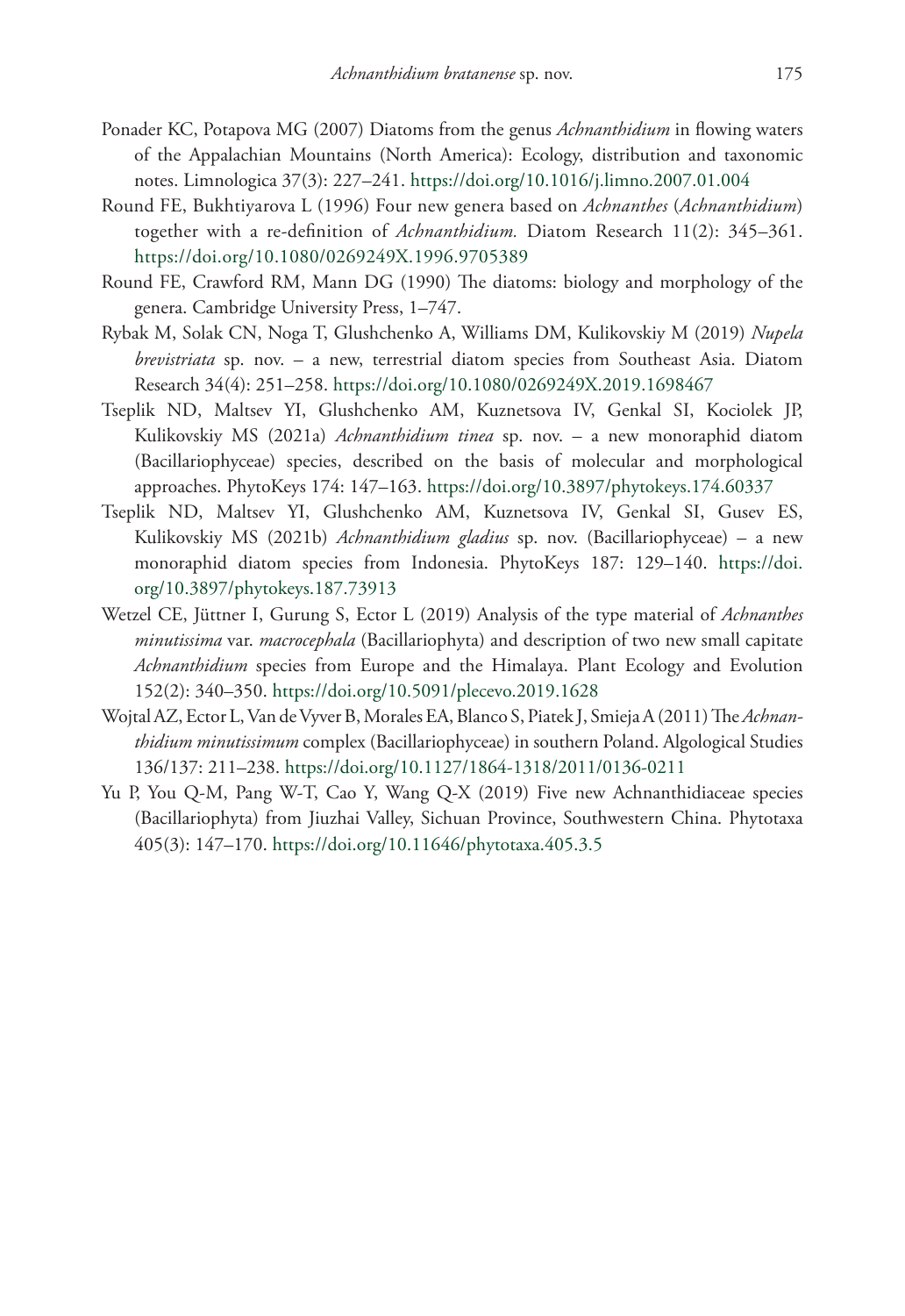Ponader KC, Potapova MG (2007) Diatoms from the genus *Achnanthidium* in flowing waters of the Appalachian Mountains (North America): Ecology, distribution and taxonomic notes. Limnologica 37(3): 227–241. https://doi.org/10.1016/j.limno.2007.01.004

Round FE, Bukhtiyarova L (1996) Four new genera based on *Achnanthes* (*Achnanthidium*) together with a re-definition of *Achnanthidium.* Diatom Research 11(2): 345–361. https://doi.org/10.1080/0269249X.1996.9705389

Round FE, Crawford RM, Mann DG (1990) The diatoms: biology and morphology of the genera. Cambridge University Press, 1–747.

Rybak M, Solak CN, Noga T, Glushchenko A, Williams DM, Kulikovskiy M (2019) *Nupela brevistriata* sp. nov. – a new, terrestrial diatom species from Southeast Asia. Diatom Research 34(4): 251–258. https://doi.org/10.1080/0269249X.2019.1698467

Tseplik ND, Maltsev YI, Glushchenko AM, Kuznetsova IV, Genkal SI, Kociolek JP, Kulikovskiy MS (2021a) *Achnanthidium tinea* sp. nov. – a new monoraphid diatom (Bacillariophyceae) species, described on the basis of molecular and morphological approaches. PhytoKeys 174: 147–163. https://doi.org/10.3897/phytokeys.174.60337

Tseplik ND, Maltsev YI, Glushchenko AM, Kuznetsova IV, Genkal SI, Gusev ES, Kulikovskiy MS (2021b) *Achnanthidium gladius* sp. nov. (Bacillariophyceae) – a new monoraphid diatom species from Indonesia. PhytoKeys 187: 129–140. https://doi.org/10.3897/phytokeys.187.73913

Wetzel CE, Jüttner I, Gurung S, Ector L (2019) Analysis of the type material of *Achnanthes minutissima* var. *macrocephala* (Bacillariophyta) and description of two new small capitate *Achnanthidium* species from Europe and the Himalaya. Plant Ecology and Evolution 152(2): 340–350. https://doi.org/10.5091/plecevo.2019.1628

Wojtal AZ, Ector L, Van de Vyver B, Morales EA, Blanco S, Piatek J, Smieja A (2011) The *Achnanthidium minutissimum* complex (Bacillariophyceae) in southern Poland. Algological Studies 136/137: 211–238. https://doi.org/10.1127/1864-1318/2011/0136-0211

Yu P, You Q-M, Pang W-T, Cao Y, Wang Q-X (2019) Five new Achnanthidiaceae species (Bacillariophyta) from Jiuzhai Valley, Sichuan Province, Southwestern China. Phytotaxa 405(3): 147–170. https://doi.org/10.11646/phytotaxa.405.3.5